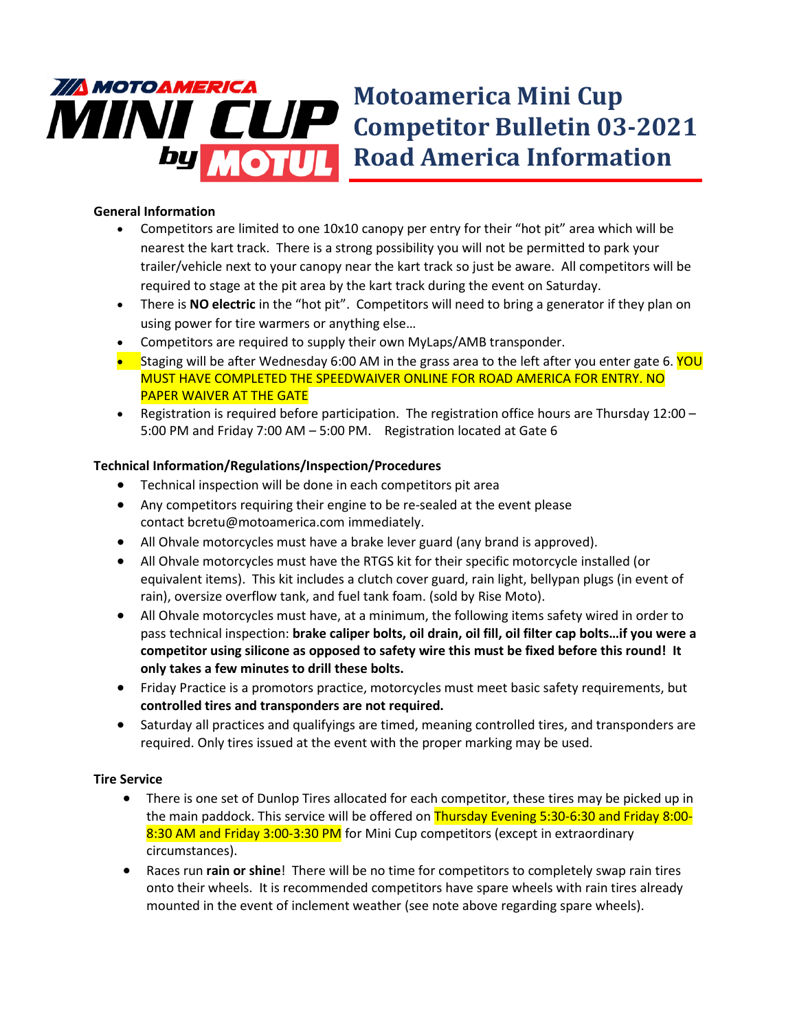# Motoamerica Mini Cup Competitor Bulletin 03-2021 Road America Information

**General Information**

- Competitors are limited to one 10x10 canopy per entry for their "hot pit" area which will be nearest the kart track. There is a strong possibility you will not be permitted to park your trailer/vehicle next to your canopy near the kart track so just be aware. All competitors will be required to stage at the pit area by the kart track during the event on Saturday.
- There is **NO electric** in the "hot pit". Competitors will need to bring a generator if they plan on using power for tire warmers or anything else…
- Competitors are required to supply their own MyLaps/AMB transponder.
- Staging will be after Wednesday 6:00 AM in the grass area to the left after you enter gate 6. YOU MUST HAVE COMPLETED THE SPEEDWAIVER ONLINE FOR ROAD AMERICA FOR ENTRY. NO PAPER WAIVER AT THE GATE
- Registration is required before participation. The registration office hours are Thursday 12:00 – 5:00 PM and Friday 7:00 AM – 5:00 PM. Registration located at Gate 6

**Technical Information/Regulations/Inspection/Procedures**

- Technical inspection will be done in each competitors pit area
- Any competitors requiring their engine to be re-sealed at the event please contact bcretu@motoamerica.com immediately.
- All Ohvale motorcycles must have a brake lever guard (any brand is approved).
- All Ohvale motorcycles must have the RTGS kit for their specific motorcycle installed (or equivalent items). This kit includes a clutch cover guard, rain light, bellypan plugs (in event of rain), oversize overflow tank, and fuel tank foam. (sold by Rise Moto).
- All Ohvale motorcycles must have, at a minimum, the following items safety wired in order to pass technical inspection: **brake caliper bolts, oil drain, oil fill, oil filter cap bolts…if you were a competitor using silicone as opposed to safety wire this must be fixed before this round! It only takes a few minutes to drill these bolts.**
- Friday Practice is a promotors practice, motorcycles must meet basic safety requirements, but **controlled tires and transponders are not required.**
- Saturday all practices and qualifyings are timed, meaning controlled tires, and transponders are required. Only tires issued at the event with the proper marking may be used.

**Tire Service**

- There is one set of Dunlop Tires allocated for each competitor, these tires may be picked up in the main paddock. This service will be offered on Thursday Evening 5:30-6:30 and Friday 8:00-8:30 AM and Friday 3:00-3:30 PM for Mini Cup competitors (except in extraordinary circumstances).
- Races run **rain or shine**! There will be no time for competitors to completely swap rain tires onto their wheels. It is recommended competitors have spare wheels with rain tires already mounted in the event of inclement weather (see note above regarding spare wheels).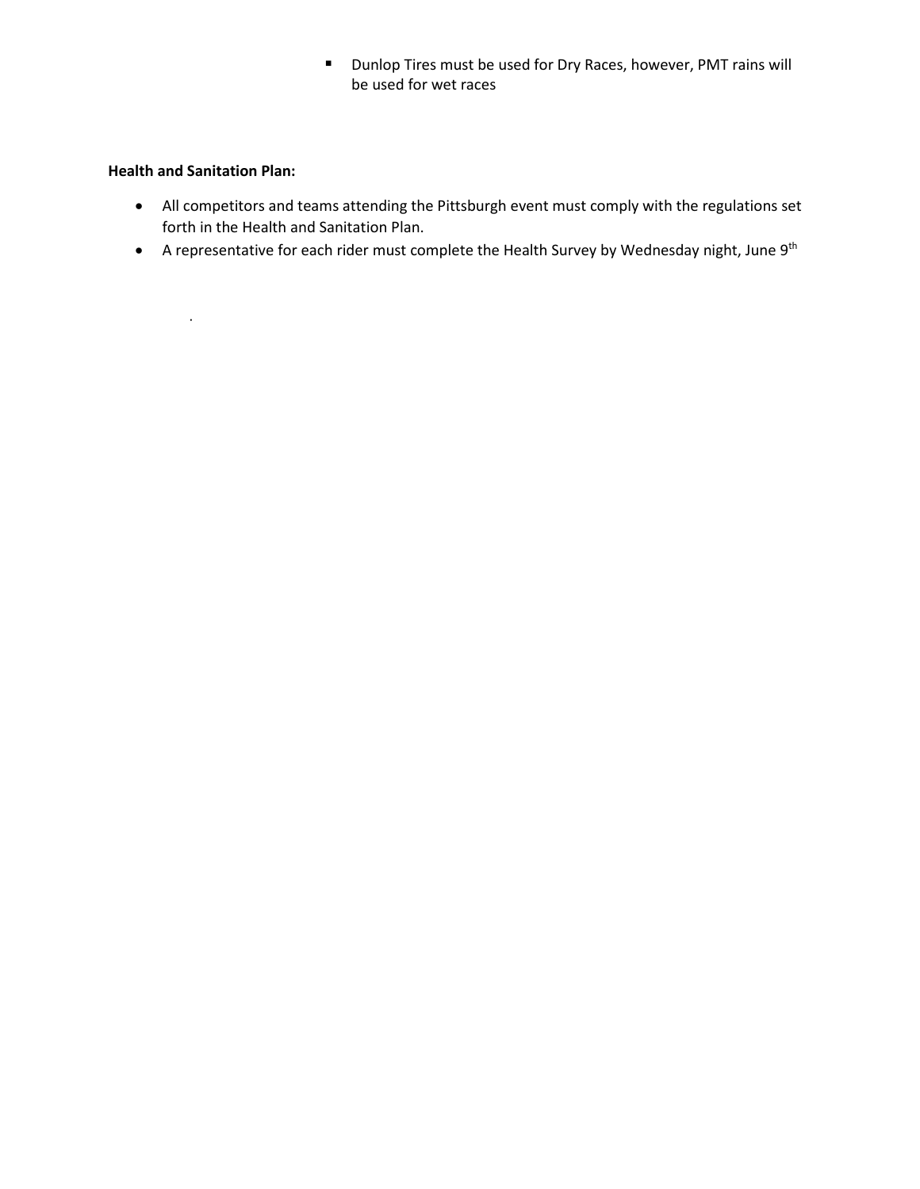- Dunlop Tires must be used for Dry Races, however, PMT rains will be used for wet races

**Health and Sanitation Plan:**

- All competitors and teams attending the Pittsburgh event must comply with the regulations set forth in the Health and Sanitation Plan.
- A representative for each rider must complete the Health Survey by Wednesday night, June 9th

.